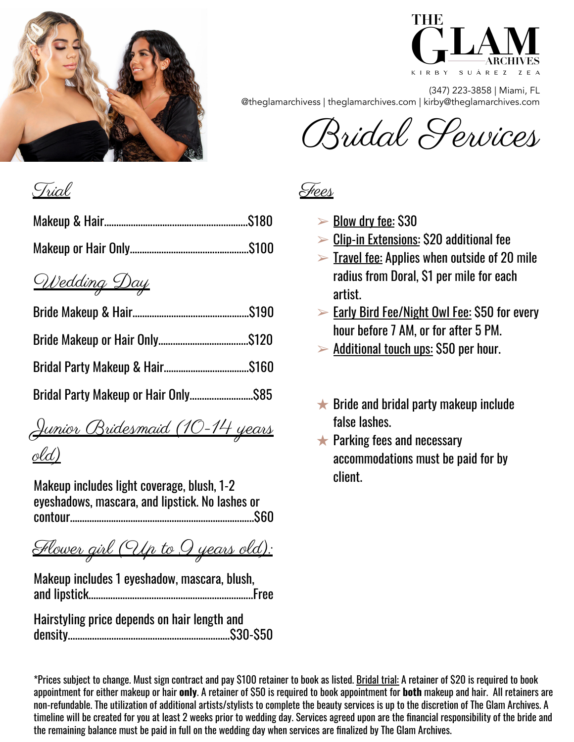# THE GLAM ARCHIVES

KIRBY SUÁREZ ZEA

(347) 223-3858 | Miami, FL
@theglamarchivess | theglamarchives.com | kirby@theglamarchives.com

# Bridal Services

## Trial

| Service | Price |
|---|---|
| Makeup & Hair | $180 |
| Makeup or Hair Only | $100 |

## Wedding Day

| Service | Price |
|---|---|
| Bride Makeup & Hair | $190 |
| Bride Makeup or Hair Only | $120 |
| Bridal Party Makeup & Hair | $160 |
| Bridal Party Makeup or Hair Only | $85 |

## Junior Bridesmaid (10-14 years old)

Makeup includes light coverage, blush, 1-2 eyeshadows, mascara, and lipstick. No lashes or contour.......$60

## Flower girl (Up to 9 years old):

Makeup includes 1 eyeshadow, mascara, blush, and lipstick.......Free

Hairstyling price depends on hair length and density.......$30-$50

## Fees

- Blow dry fee: $30
- Clip-in Extensions: $20 additional fee
- Travel fee: Applies when outside of 20 mile radius from Doral, $1 per mile for each artist.
- Early Bird Fee/Night Owl Fee: $50 for every hour before 7 AM, or for after 5 PM.
- Additional touch ups: $50 per hour.

★ Bride and bridal party makeup include false lashes.

★ Parking fees and necessary accommodations must be paid for by client.

*Prices subject to change. Must sign contract and pay $100 retainer to book as listed. Bridal trial: A retainer of $20 is required to book appointment for either makeup or hair **only**. A retainer of $50 is required to book appointment for **both** makeup and hair. All retainers are non-refundable. The utilization of additional artists/stylists to complete the beauty services is up to the discretion of The Glam Archives. A timeline will be created for you at least 2 weeks prior to wedding day. Services agreed upon are the financial responsibility of the bride and the remaining balance must be paid in full on the wedding day when services are finalized by The Glam Archives.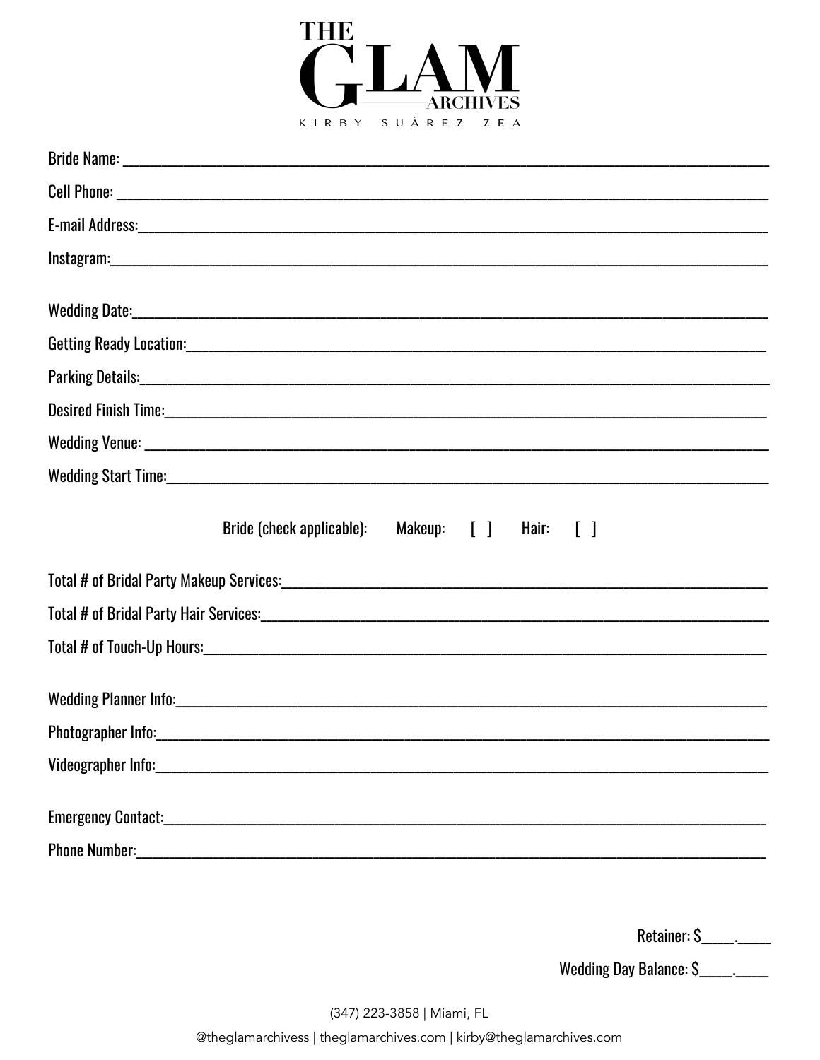# THE GLAM ARCHIVES

KIRBY SUÁREZ ZEA

Bride Name: ______________________________________________

Cell Phone: ______________________________________________

E-mail Address:______________________________________________

Instagram:______________________________________________

Wedding Date:______________________________________________

Getting Ready Location:______________________________________________

Parking Details:______________________________________________

Desired Finish Time:______________________________________________

Wedding Venue: ______________________________________________

Wedding Start Time:______________________________________________

Bride (check applicable): Makeup: [ ] Hair: [ ]

Total # of Bridal Party Makeup Services:______________________________________________

Total # of Bridal Party Hair Services:______________________________________________

Total # of Touch-Up Hours:______________________________________________

Wedding Planner Info:______________________________________________

Photographer Info:______________________________________________

Videographer Info:______________________________________________

Emergency Contact:______________________________________________

Phone Number:______________________________________________

Retainer: $_____._____

Wedding Day Balance: $_____._____

(347) 223-3858 | Miami, FL

@theglamarchivess | theglamarchives.com | kirby@theglamarchives.com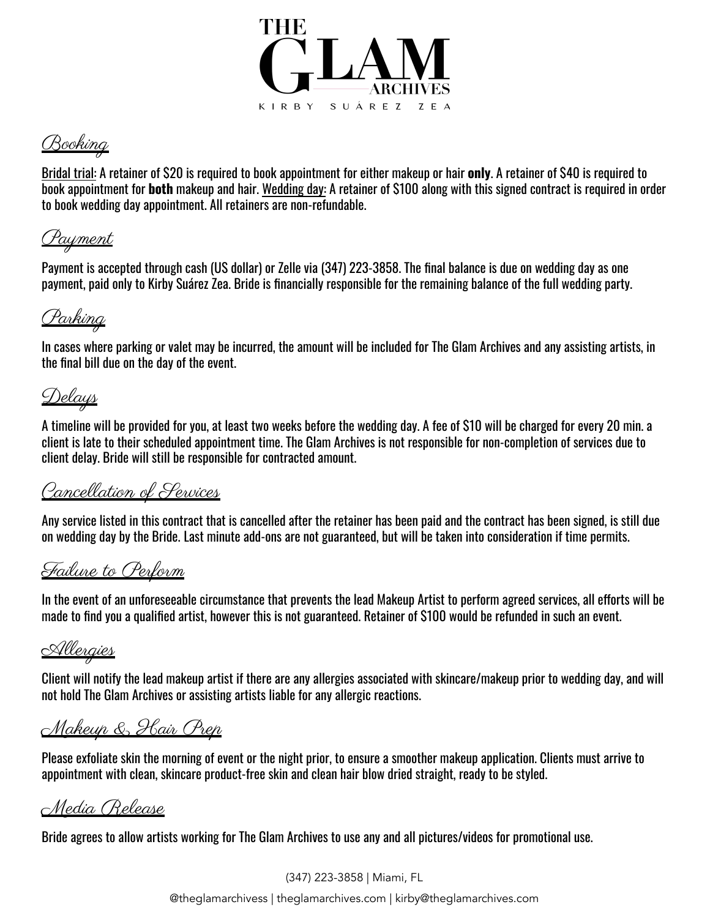# THE GLAM ARCHIVES

KIRBY SUÁREZ ZEA

## Booking

Bridal trial: A retainer of $20 is required to book appointment for either makeup or hair **only**. A retainer of $40 is required to book appointment for **both** makeup and hair. Wedding day: A retainer of $100 along with this signed contract is required in order to book wedding day appointment. All retainers are non-refundable.

## Payment

Payment is accepted through cash (US dollar) or Zelle via (347) 223-3858. The final balance is due on wedding day as one payment, paid only to Kirby Suárez Zea. Bride is financially responsible for the remaining balance of the full wedding party.

## Parking

In cases where parking or valet may be incurred, the amount will be included for The Glam Archives and any assisting artists, in the final bill due on the day of the event.

## Delays

A timeline will be provided for you, at least two weeks before the wedding day. A fee of $10 will be charged for every 20 min. a client is late to their scheduled appointment time. The Glam Archives is not responsible for non-completion of services due to client delay. Bride will still be responsible for contracted amount.

## Cancellation of Services

Any service listed in this contract that is cancelled after the retainer has been paid and the contract has been signed, is still due on wedding day by the Bride. Last minute add-ons are not guaranteed, but will be taken into consideration if time permits.

## Failure to Perform

In the event of an unforeseeable circumstance that prevents the lead Makeup Artist to perform agreed services, all efforts will be made to find you a qualified artist, however this is not guaranteed. Retainer of $100 would be refunded in such an event.

## Allergies

Client will notify the lead makeup artist if there are any allergies associated with skincare/makeup prior to wedding day, and will not hold The Glam Archives or assisting artists liable for any allergic reactions.

## Makeup & Hair Prep

Please exfoliate skin the morning of event or the night prior, to ensure a smoother makeup application. Clients must arrive to appointment with clean, skincare product-free skin and clean hair blow dried straight, ready to be styled.

## Media Release

Bride agrees to allow artists working for The Glam Archives to use any and all pictures/videos for promotional use.

(347) 223-3858 | Miami, FL

@theglamarchivess | theglamarchives.com | kirby@theglamarchives.com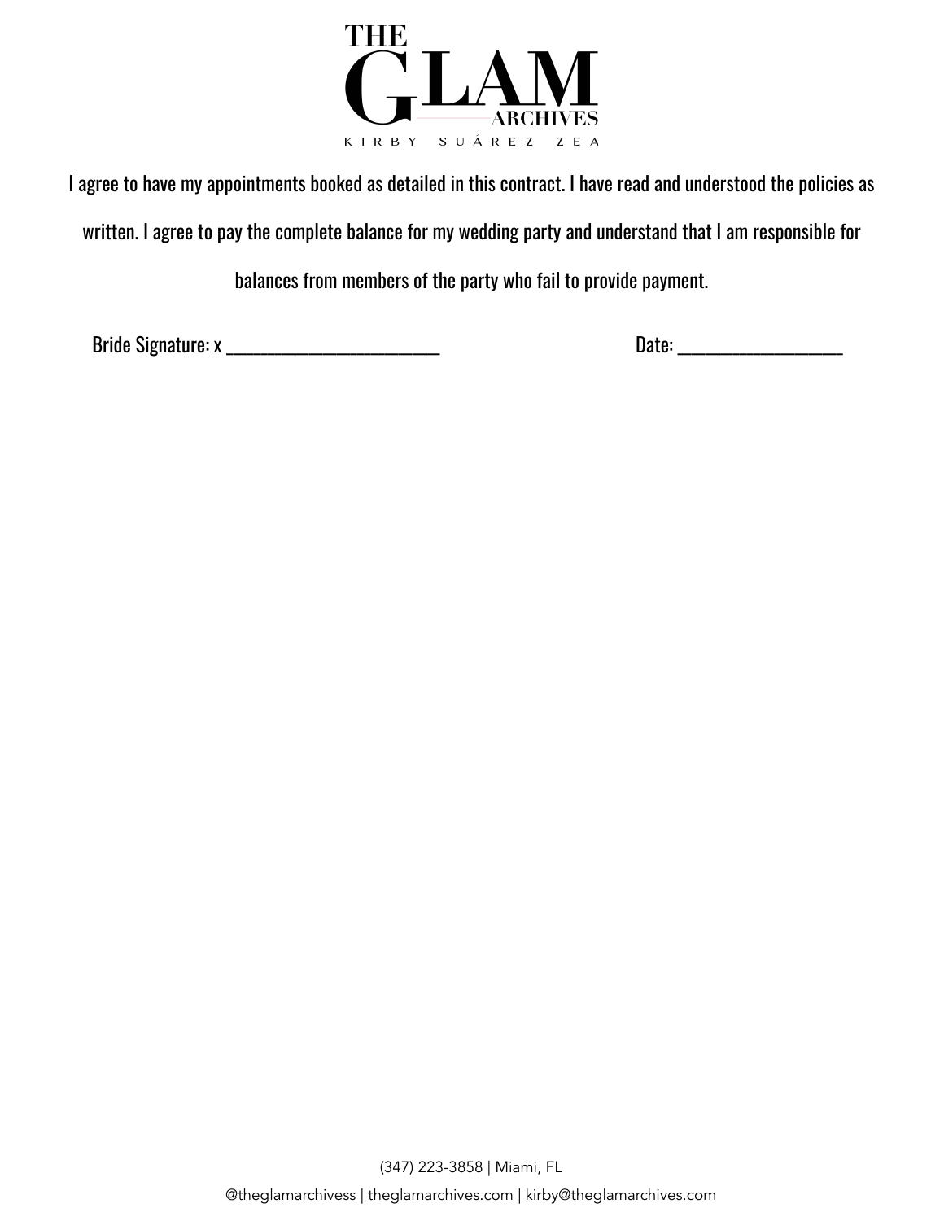I agree to have my appointments booked as detailed in this contract. I have read and understood the policies as written. I agree to pay the complete balance for my wedding party and understand that I am responsible for balances from members of the party who fail to provide payment.

Bride Signature: x _______________________ Date: __________________